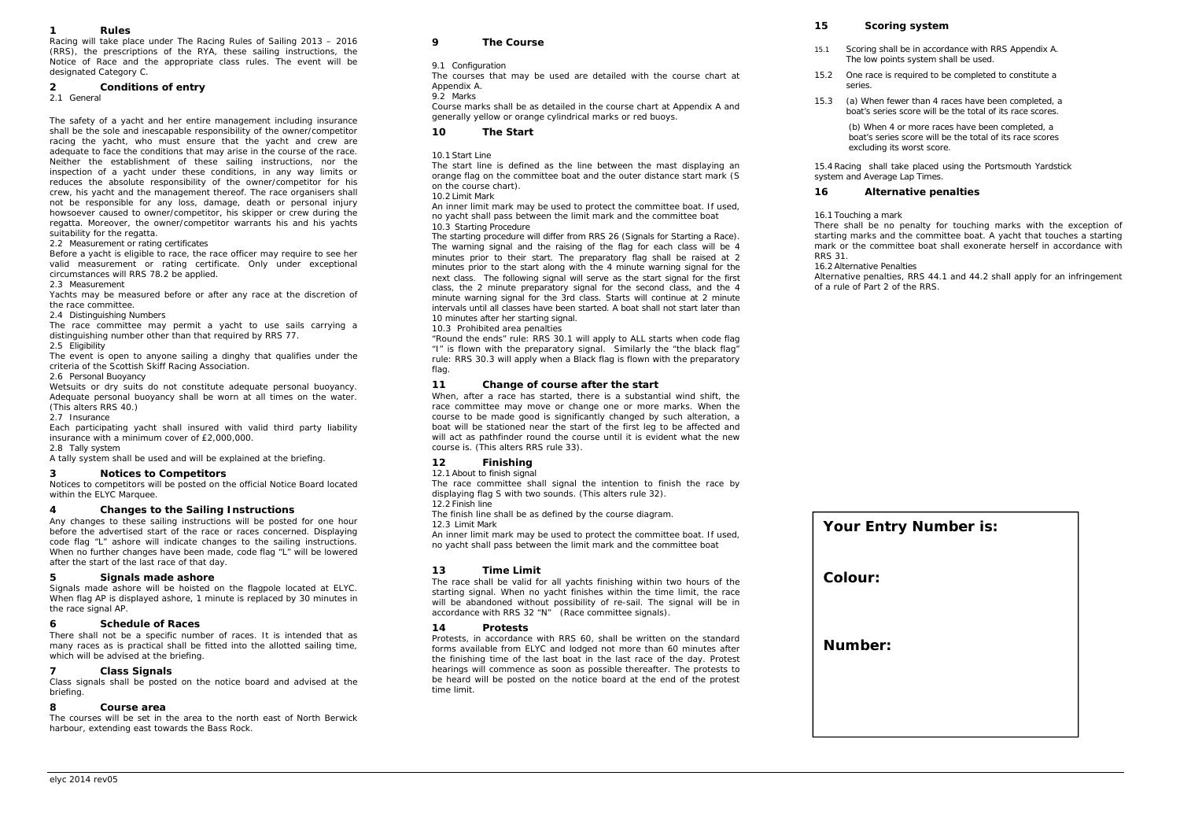## 1 Rules

Racing will take place under The Racing Rules of Sailing 2013 – 2016 (RRS), the prescriptions of the RYA, these sailing instructions, the Notice of Race and the appropriate class rules. The event will be designated Category C.

## 2 Conditions of entry

2.1 General

The safety of a yacht and her entire management including insurance shall be the sole and inescapable responsibility of the owner/competitor racing the yacht, who must ensure that the yacht and crew are adequate to face the conditions that may arise in the course of the race. Neither the establishment of these sailing instructions, nor the inspection of a yacht under these conditions, in any way limits or reduces the absolute responsibility of the owner/competitor for his crew, his yacht and the management thereof. The race organisers shall not be responsible for any loss, damage, death or personal injury howsoever caused to owner/competitor, his skipper or crew during the regatta. Moreover, the owner/competitor warrants his and his yachts suitability for the regatta.

2.2 Measurement or rating certificates

Before a yacht is eligible to race, the race officer may require to see her valid measurement or rating certificate. Only under exceptional circumstances will RRS 78.2 be applied.

2.3 Measurement

Yachts may be measured before or after any race at the discretion of the race committee.

2.4 Distinguishing Numbers

The race committee may permit a yacht to use sails carrying a distinguishing number other than that required by RRS 77.

2.5 Eligibility

The event is open to anyone sailing a dinghy that qualifies under the criteria of the Scottish Skiff Racing Association.

2.6 Personal Buoyancy

Wetsuits or dry suits do not constitute adequate personal buoyancy. Adequate personal buoyancy shall be worn at all times on the water. (This alters RRS 40.)

2.7 Insurance

Each participating yacht shall insured with valid third party liability insurance with a minimum cover of £2,000,000.

2.8 Tally system

A tally system shall be used and will be explained at the briefing.

## 3 Notices to Competitors

Notices to competitors will be posted on the official Notice Board located within the ELYC Marquee.

## 4 Changes to the Sailing Instructions

Any changes to these sailing instructions will be posted for one hour before the advertised start of the race or races concerned. Displaying code flag "L" ashore will indicate changes to the sailing instructions. When no further changes have been made, code flag "L" will be lowered after the start of the last race of that day.

## 5 Signals made ashore

Signals made ashore will be hoisted on the flagpole located at ELYC. When flag AP is displayed ashore, 1 minute is replaced by 30 minutes in the race signal AP.

## 6 Schedule of Races

There shall not be a specific number of races. It is intended that as many races as is practical shall be fitted into the allotted sailing time, which will be advised at the briefing.

## 7 Class Signals

Class signals shall be posted on the notice board and advised at the briefing.

## 8 Course area

The courses will be set in the area to the north east of North Berwick harbour, extending east towards the Bass Rock.

## 9 The Course

9.1 Configuration

The courses that may be used are detailed with the course chart at Appendix A.

9.2 Marks

Course marks shall be as detailed in the course chart at Appendix A and generally yellow or orange cylindrical marks or red buoys.

## 10 The Start

10.1 Start Line

The start line is defined as the line between the mast displaying an orange flag on the committee boat and the outer distance start mark (S on the course chart).

10.2 Limit Mark

An inner limit mark may be used to protect the committee boat. If used, no yacht shall pass between the limit mark and the committee boat

10.3 Starting Procedure

The starting procedure will differ from RRS 26 (Signals for Starting a Race). The warning signal and the raising of the flag for each class will be 4 minutes prior to their start. The preparatory flag shall be raised at 2 minutes prior to the start along with the 4 minute warning signal for the next class. The following signal will serve as the start signal for the first class, the 2 minute preparatory signal for the second class, and the 4 minute warning signal for the 3rd class. Starts will continue at 2 minute intervals until all classes have been started. A boat shall not start later than 10 minutes after her starting signal.

10.3 Prohibited area penalties

"Round the ends" rule: RRS 30.1 will apply to ALL starts when code flag "I" is flown with the preparatory signal. Similarly the "the black flag" rule: RRS 30.3 will apply when a Black flag is flown with the preparatory flag.

## 11 Change of course after the start

When, after a race has started, there is a substantial wind shift, the race committee may move or change one or more marks. When the course to be made good is significantly changed by such alteration, a boat will be stationed near the start of the first leg to be affected and will act as pathfinder round the course until it is evident what the new course is. (This alters RRS rule 33).

## 12 Finishing

12.1 About to finish signal

The race committee shall signal the intention to finish the race by displaying flag S with two sounds. (This alters rule 32).

12.2 Finish line

The finish line shall be as defined by the course diagram.

12.3 Limit Mark

An inner limit mark may be used to protect the committee boat. If used, no yacht shall pass between the limit mark and the committee boat

## 13 Time Limit

The race shall be valid for all yachts finishing within two hours of the starting signal. When no yacht finishes within the time limit, the race will be abandoned without possibility of re-sail. The signal will be in accordance with RRS 32 "N" (Race committee signals).

## 14 Protests

Protests, in accordance with RRS 60, shall be written on the standard forms available from ELYC and lodged not more than 60 minutes after the finishing time of the last boat in the last race of the day. Protest hearings will commence as soon as possible thereafter. The protests to be heard will be posted on the notice board at the end of the protest time limit.

## 15 Scoring system

15.1 Scoring shall be in accordance with RRS Appendix A. The low points system shall be used.

15.2 One race is required to be completed to constitute a series.

15.3 (a) When fewer than 4 races have been completed, a boat's series score will be the total of its race scores.

(b) When 4 or more races have been completed, a boat's series score will be the total of its race scores excluding its worst score.

15.4 Racing shall take placed using the Portsmouth Yardstick system and Average Lap Times.

## 16 Alternative penalties

16.1 Touching a mark

There shall be no penalty for touching marks with the exception of starting marks and the committee boat. A yacht that touches a starting mark or the committee boat shall exonerate herself in accordance with RRS 31.

16.2 Alternative Penalties

Alternative penalties, RRS 44.1 and 44.2 shall apply for an infringement of a rule of Part 2 of the RRS.

**Your Entry Number is:**

**Colour:**

**Number:**

elyc 2014 rev05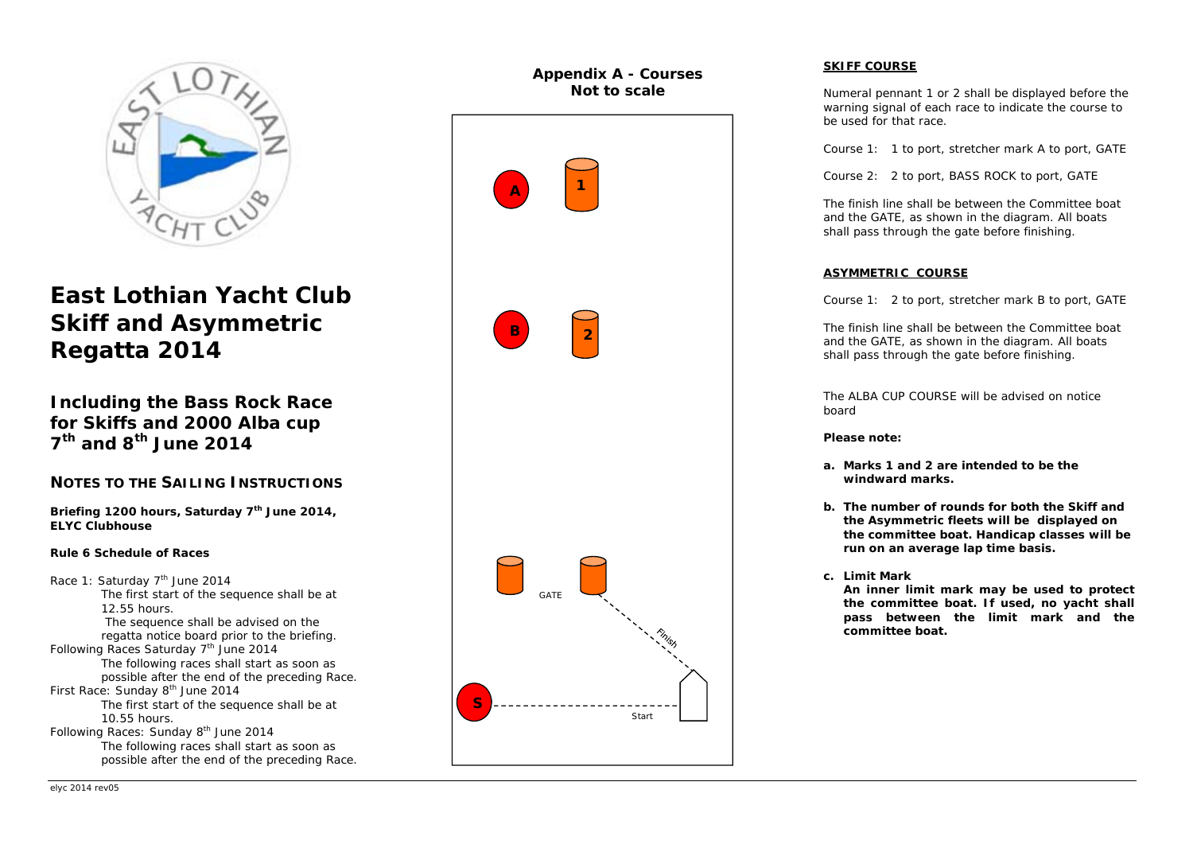# East Lothian Yacht Club Skiff and Asymmetric Regatta 2014

## Including the Bass Rock Race for Skiffs and 2000 Alba cup 7th and 8th June 2014

### NOTES TO THE SAILING INSTRUCTIONS

**Briefing 1200 hours, Saturday 7th June 2014, ELYC Clubhouse**

**Rule 6 Schedule of Races**

Race 1: Saturday 7th June 2014
The first start of the sequence shall be at 12.55 hours.
The sequence shall be advised on the regatta notice board prior to the briefing.

Following Races Saturday 7th June 2014
The following races shall start as soon as possible after the end of the preceding Race.

First Race: Sunday 8th June 2014
The first start of the sequence shall be at 10.55 hours.

Following Races: Sunday 8th June 2014
The following races shall start as soon as possible after the end of the preceding Race.

## Appendix A - Courses
**Not to scale**

A
1
B
2
GATE
Finish
S
Start

### SKIFF COURSE

Numeral pennant 1 or 2 shall be displayed before the warning signal of each race to indicate the course to be used for that race.

Course 1: 1 to port, stretcher mark A to port, GATE

Course 2: 2 to port, BASS ROCK to port, GATE

The finish line shall be between the Committee boat and the GATE, as shown in the diagram. All boats shall pass through the gate before finishing.

### ASYMMETRIC COURSE

Course 1: 2 to port, stretcher mark B to port, GATE

The finish line shall be between the Committee boat and the GATE, as shown in the diagram. All boats shall pass through the gate before finishing.

The ALBA CUP COURSE will be advised on notice board

**Please note:**

a. **Marks 1 and 2 are intended to be the windward marks.**

b. **The number of rounds for both the Skiff and the Asymmetric fleets will be displayed on the committee boat. Handicap classes will be run on an average lap time basis.**

c. **Limit Mark**
**An inner limit mark may be used to protect the committee boat. If used, no yacht shall pass between the limit mark and the committee boat.**

elyc 2014 rev05